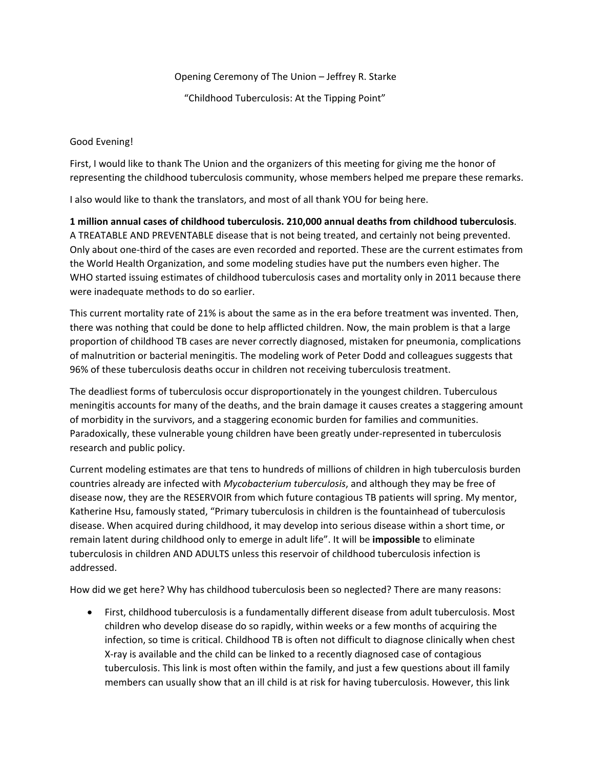Opening Ceremony of The Union – Jeffrey R. Starke

"Childhood Tuberculosis: At the Tipping Point"

Good Evening!

First, I would like to thank The Union and the organizers of this meeting for giving me the honor of representing the childhood tuberculosis community, whose members helped me prepare these remarks.

I also would like to thank the translators, and most of all thank YOU for being here.

**1 million annual cases of childhood tuberculosis. 210,000 annual deaths from childhood tuberculosis**. A TREATABLE AND PREVENTABLE disease that is not being treated, and certainly not being prevented. Only about one-third of the cases are even recorded and reported. These are the current estimates from the World Health Organization, and some modeling studies have put the numbers even higher. The WHO started issuing estimates of childhood tuberculosis cases and mortality only in 2011 because there were inadequate methods to do so earlier.

This current mortality rate of 21% is about the same as in the era before treatment was invented. Then, there was nothing that could be done to help afflicted children. Now, the main problem is that a large proportion of childhood TB cases are never correctly diagnosed, mistaken for pneumonia, complications of malnutrition or bacterial meningitis. The modeling work of Peter Dodd and colleagues suggests that 96% of these tuberculosis deaths occur in children not receiving tuberculosis treatment.

The deadliest forms of tuberculosis occur disproportionately in the youngest children. Tuberculous meningitis accounts for many of the deaths, and the brain damage it causes creates a staggering amount of morbidity in the survivors, and a staggering economic burden for families and communities. Paradoxically, these vulnerable young children have been greatly under-represented in tuberculosis research and public policy.

Current modeling estimates are that tens to hundreds of millions of children in high tuberculosis burden countries already are infected with *Mycobacterium tuberculosis*, and although they may be free of disease now, they are the RESERVOIR from which future contagious TB patients will spring. My mentor, Katherine Hsu, famously stated, "Primary tuberculosis in children is the fountainhead of tuberculosis disease. When acquired during childhood, it may develop into serious disease within a short time, or remain latent during childhood only to emerge in adult life". It will be **impossible** to eliminate tuberculosis in children AND ADULTS unless this reservoir of childhood tuberculosis infection is addressed.

How did we get here? Why has childhood tuberculosis been so neglected? There are many reasons:

- First, childhood tuberculosis is a fundamentally different disease from adult tuberculosis. Most children who develop disease do so rapidly, within weeks or a few months of acquiring the infection, so time is critical. Childhood TB is often not difficult to diagnose clinically when chest X-ray is available and the child can be linked to a recently diagnosed case of contagious tuberculosis. This link is most often within the family, and just a few questions about ill family members can usually show that an ill child is at risk for having tuberculosis. However, this link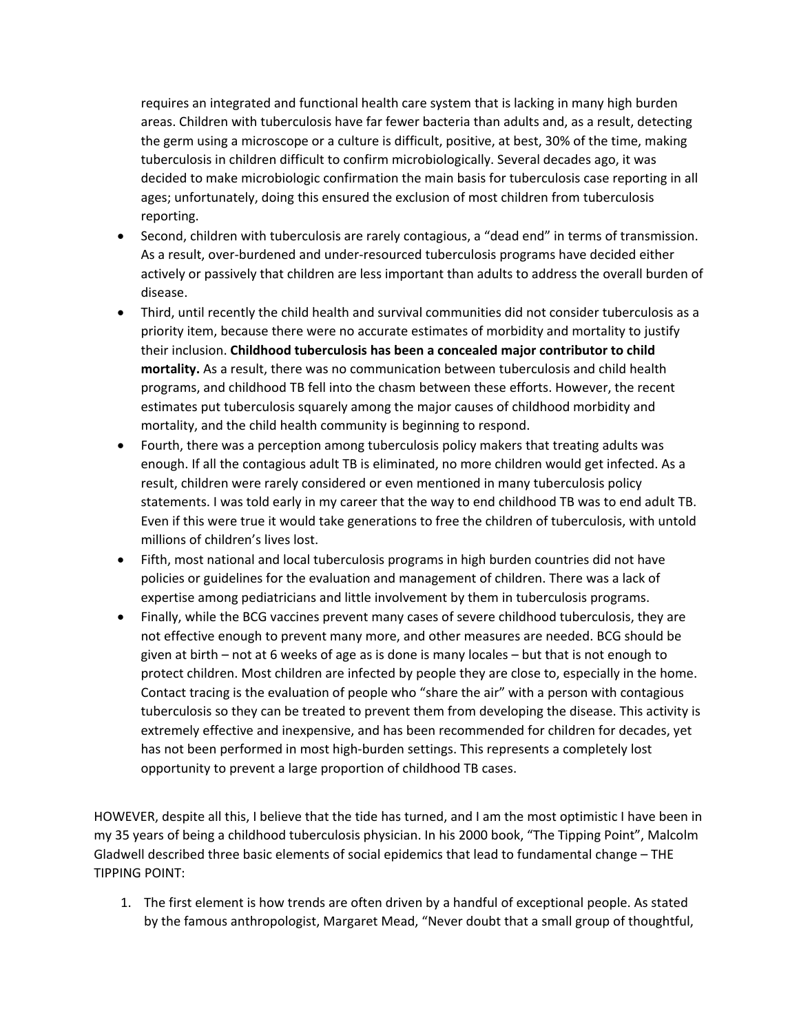requires an integrated and functional health care system that is lacking in many high burden areas. Children with tuberculosis have far fewer bacteria than adults and, as a result, detecting the germ using a microscope or a culture is difficult, positive, at best, 30% of the time, making tuberculosis in children difficult to confirm microbiologically. Several decades ago, it was decided to make microbiologic confirmation the main basis for tuberculosis case reporting in all ages; unfortunately, doing this ensured the exclusion of most children from tuberculosis reporting.

- Second, children with tuberculosis are rarely contagious, a "dead end" in terms of transmission. As a result, over-burdened and under-resourced tuberculosis programs have decided either actively or passively that children are less important than adults to address the overall burden of disease.
- Third, until recently the child health and survival communities did not consider tuberculosis as a priority item, because there were no accurate estimates of morbidity and mortality to justify their inclusion. **Childhood tuberculosis has been a concealed major contributor to child mortality.** As a result, there was no communication between tuberculosis and child health programs, and childhood TB fell into the chasm between these efforts. However, the recent estimates put tuberculosis squarely among the major causes of childhood morbidity and mortality, and the child health community is beginning to respond.
- Fourth, there was a perception among tuberculosis policy makers that treating adults was enough. If all the contagious adult TB is eliminated, no more children would get infected. As a result, children were rarely considered or even mentioned in many tuberculosis policy statements. I was told early in my career that the way to end childhood TB was to end adult TB. Even if this were true it would take generations to free the children of tuberculosis, with untold millions of children's lives lost.
- Fifth, most national and local tuberculosis programs in high burden countries did not have policies or guidelines for the evaluation and management of children. There was a lack of expertise among pediatricians and little involvement by them in tuberculosis programs.
- Finally, while the BCG vaccines prevent many cases of severe childhood tuberculosis, they are not effective enough to prevent many more, and other measures are needed. BCG should be given at birth – not at 6 weeks of age as is done is many locales – but that is not enough to protect children. Most children are infected by people they are close to, especially in the home. Contact tracing is the evaluation of people who "share the air" with a person with contagious tuberculosis so they can be treated to prevent them from developing the disease. This activity is extremely effective and inexpensive, and has been recommended for children for decades, yet has not been performed in most high-burden settings. This represents a completely lost opportunity to prevent a large proportion of childhood TB cases.

HOWEVER, despite all this, I believe that the tide has turned, and I am the most optimistic I have been in my 35 years of being a childhood tuberculosis physician. In his 2000 book, "The Tipping Point", Malcolm Gladwell described three basic elements of social epidemics that lead to fundamental change – THE TIPPING POINT:

1. The first element is how trends are often driven by a handful of exceptional people. As stated by the famous anthropologist, Margaret Mead, "Never doubt that a small group of thoughtful,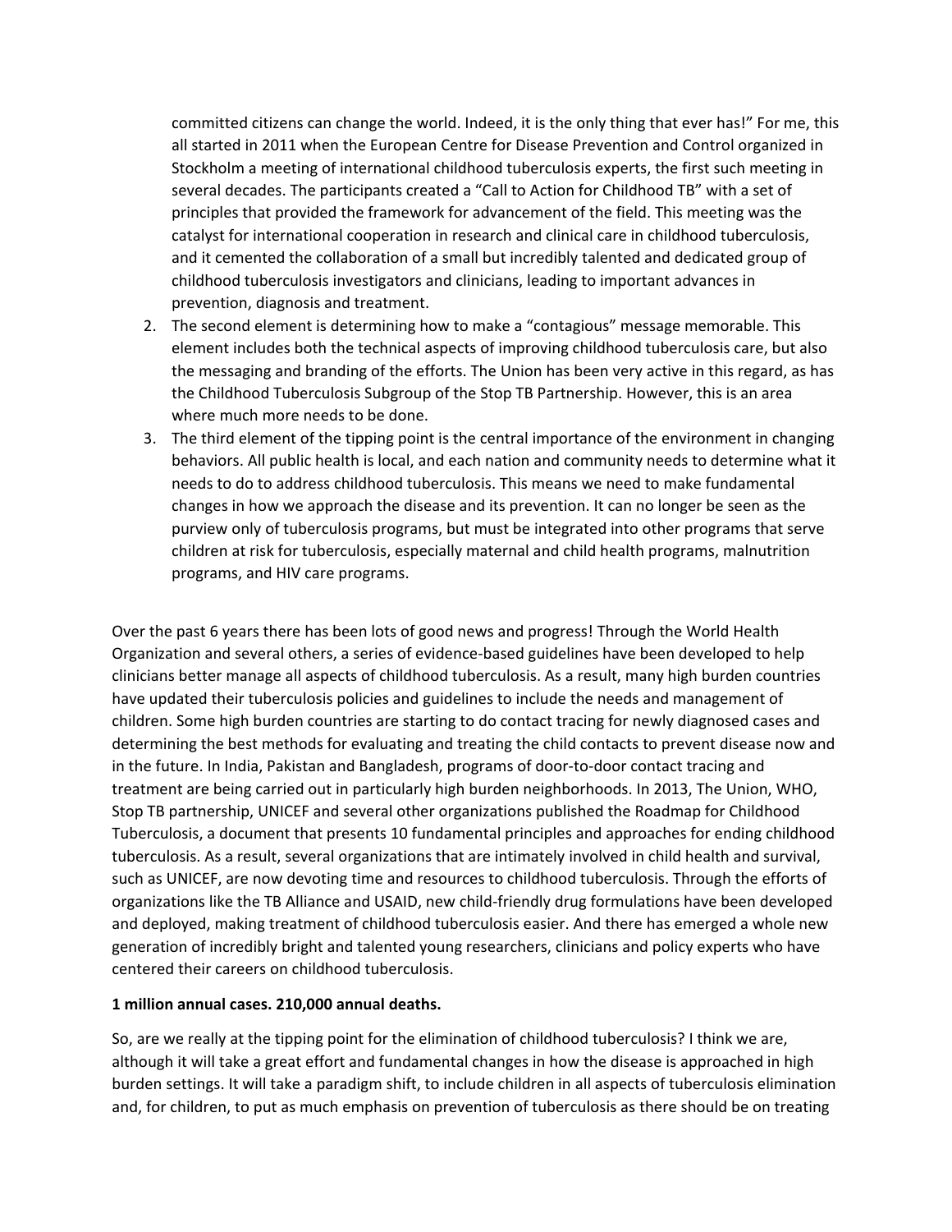committed citizens can change the world. Indeed, it is the only thing that ever has!" For me, this all started in 2011 when the European Centre for Disease Prevention and Control organized in Stockholm a meeting of international childhood tuberculosis experts, the first such meeting in several decades. The participants created a "Call to Action for Childhood TB" with a set of principles that provided the framework for advancement of the field. This meeting was the catalyst for international cooperation in research and clinical care in childhood tuberculosis, and it cemented the collaboration of a small but incredibly talented and dedicated group of childhood tuberculosis investigators and clinicians, leading to important advances in prevention, diagnosis and treatment.

2. The second element is determining how to make a "contagious" message memorable. This element includes both the technical aspects of improving childhood tuberculosis care, but also the messaging and branding of the efforts. The Union has been very active in this regard, as has the Childhood Tuberculosis Subgroup of the Stop TB Partnership. However, this is an area where much more needs to be done.
3. The third element of the tipping point is the central importance of the environment in changing behaviors. All public health is local, and each nation and community needs to determine what it needs to do to address childhood tuberculosis. This means we need to make fundamental changes in how we approach the disease and its prevention. It can no longer be seen as the purview only of tuberculosis programs, but must be integrated into other programs that serve children at risk for tuberculosis, especially maternal and child health programs, malnutrition programs, and HIV care programs.

Over the past 6 years there has been lots of good news and progress! Through the World Health Organization and several others, a series of evidence-based guidelines have been developed to help clinicians better manage all aspects of childhood tuberculosis. As a result, many high burden countries have updated their tuberculosis policies and guidelines to include the needs and management of children. Some high burden countries are starting to do contact tracing for newly diagnosed cases and determining the best methods for evaluating and treating the child contacts to prevent disease now and in the future. In India, Pakistan and Bangladesh, programs of door-to-door contact tracing and treatment are being carried out in particularly high burden neighborhoods. In 2013, The Union, WHO, Stop TB partnership, UNICEF and several other organizations published the Roadmap for Childhood Tuberculosis, a document that presents 10 fundamental principles and approaches for ending childhood tuberculosis. As a result, several organizations that are intimately involved in child health and survival, such as UNICEF, are now devoting time and resources to childhood tuberculosis. Through the efforts of organizations like the TB Alliance and USAID, new child-friendly drug formulations have been developed and deployed, making treatment of childhood tuberculosis easier. And there has emerged a whole new generation of incredibly bright and talented young researchers, clinicians and policy experts who have centered their careers on childhood tuberculosis.

**1 million annual cases. 210,000 annual deaths.**

So, are we really at the tipping point for the elimination of childhood tuberculosis? I think we are, although it will take a great effort and fundamental changes in how the disease is approached in high burden settings. It will take a paradigm shift, to include children in all aspects of tuberculosis elimination and, for children, to put as much emphasis on prevention of tuberculosis as there should be on treating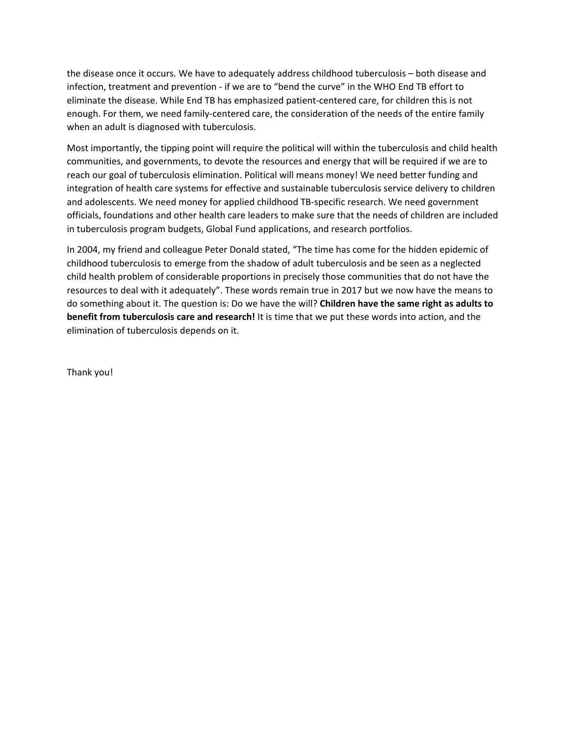the disease once it occurs. We have to adequately address childhood tuberculosis – both disease and infection, treatment and prevention - if we are to "bend the curve" in the WHO End TB effort to eliminate the disease. While End TB has emphasized patient-centered care, for children this is not enough. For them, we need family-centered care, the consideration of the needs of the entire family when an adult is diagnosed with tuberculosis.

Most importantly, the tipping point will require the political will within the tuberculosis and child health communities, and governments, to devote the resources and energy that will be required if we are to reach our goal of tuberculosis elimination. Political will means money! We need better funding and integration of health care systems for effective and sustainable tuberculosis service delivery to children and adolescents. We need money for applied childhood TB-specific research. We need government officials, foundations and other health care leaders to make sure that the needs of children are included in tuberculosis program budgets, Global Fund applications, and research portfolios.

In 2004, my friend and colleague Peter Donald stated, "The time has come for the hidden epidemic of childhood tuberculosis to emerge from the shadow of adult tuberculosis and be seen as a neglected child health problem of considerable proportions in precisely those communities that do not have the resources to deal with it adequately". These words remain true in 2017 but we now have the means to do something about it. The question is: Do we have the will? **Children have the same right as adults to benefit from tuberculosis care and research!** It is time that we put these words into action, and the elimination of tuberculosis depends on it.

Thank you!